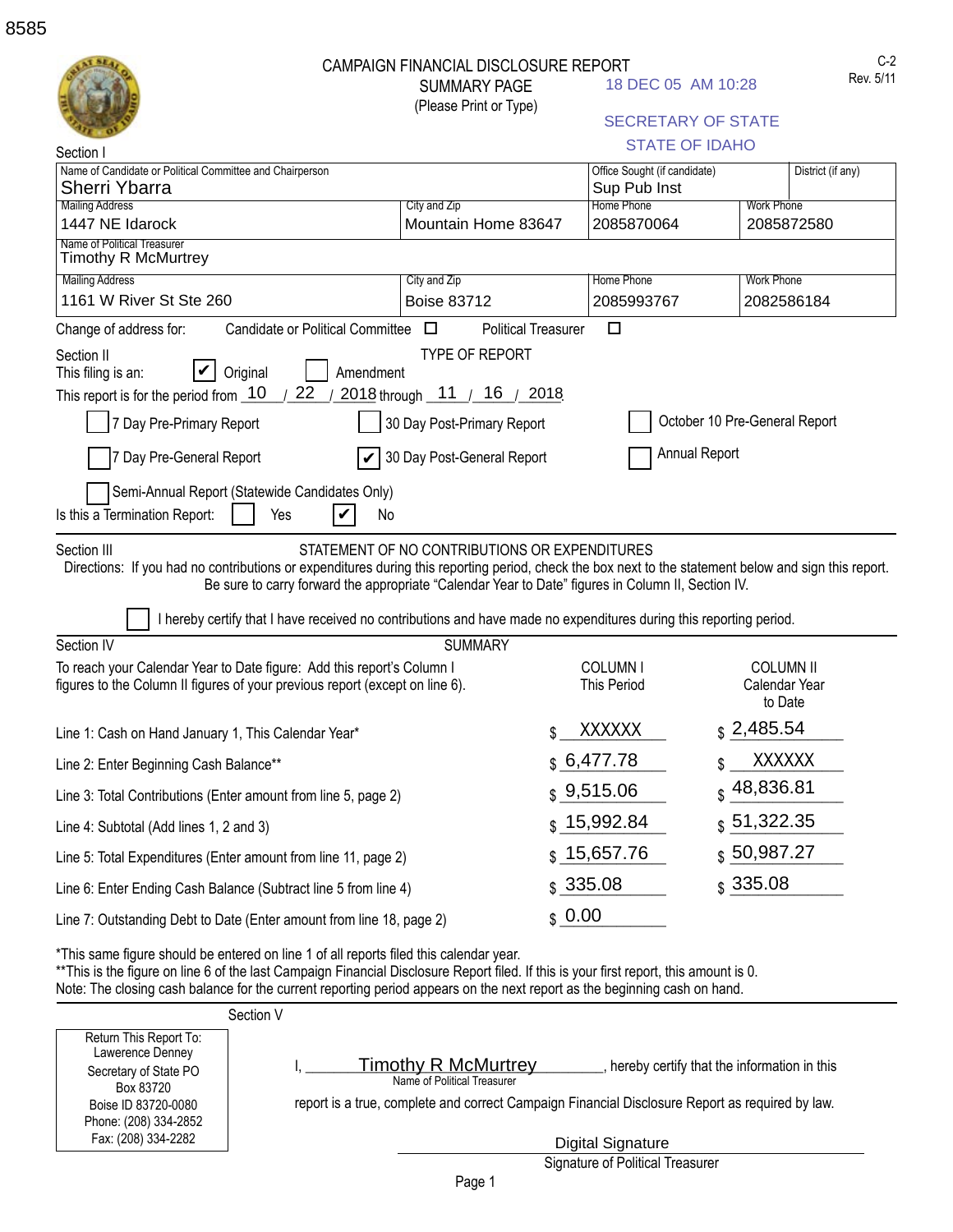8585

# CAMPAIGN FINANCIAL DISCLOSURE REPORT

SUMMARY PAGE
(Please Print or Type)

18 DEC 05 AM 10:28

SECRETARY OF STATE
STATE OF IDAHO

C-2
Rev. 5/11

Section I

| Name of Candidate or Political Committee and Chairperson | | Office Sought (if candidate) | District (if any) |
|---|---|---|---|
| Sherri Ybarra | | Sup Pub Inst | |
| Mailing Address | City and Zip | Home Phone | Work Phone |
| 1447 NE Idarock | Mountain Home 83647 | 2085870064 | 2085872580 |
| Name of Political Treasurer | | | |
| Timothy R McMurtrey | | | |
| Mailing Address | City and Zip | Home Phone | Work Phone |
| 1161 W River St Ste 260 | Boise 83712 | 2085993767 | 2082586184 |

Change of address for: Candidate or Political Committee ☐ Political Treasurer ☐

Section II — TYPE OF REPORT

This filing is an: ☑ Original ☐ Amendment

This report is for the period from 10 / 22 / 2018 through 11 / 16 / 2018

☐ 7 Day Pre-Primary Report ☐ 30 Day Post-Primary Report ☐ October 10 Pre-General Report

☐ 7 Day Pre-General Report ☑ 30 Day Post-General Report ☐ Annual Report

☐ Semi-Annual Report (Statewide Candidates Only)

Is this a Termination Report: ☐ Yes ☑ No

Section III — STATEMENT OF NO CONTRIBUTIONS OR EXPENDITURES

Directions: If you had no contributions or expenditures during this reporting period, check the box next to the statement below and sign this report. Be sure to carry forward the appropriate "Calendar Year to Date" figures in Column II, Section IV.

☐ I hereby certify that I have received no contributions and have made no expenditures during this reporting period.

Section IV — SUMMARY

To reach your Calendar Year to Date figure: Add this report's Column I figures to the Column II figures of your previous report (except on line 6).

| | COLUMN I This Period | COLUMN II Calendar Year to Date |
|---|---|---|
| Line 1: Cash on Hand January 1, This Calendar Year* | $ XXXXXX | $ 2,485.54 |
| Line 2: Enter Beginning Cash Balance** | $ 6,477.78 | $ XXXXXX |
| Line 3: Total Contributions (Enter amount from line 5, page 2) | $ 9,515.06 | $ 48,836.81 |
| Line 4: Subtotal (Add lines 1, 2 and 3) | $ 15,992.84 | $ 51,322.35 |
| Line 5: Total Expenditures (Enter amount from line 11, page 2) | $ 15,657.76 | $ 50,987.27 |
| Line 6: Enter Ending Cash Balance (Subtract line 5 from line 4) | $ 335.08 | $ 335.08 |
| Line 7: Outstanding Debt to Date (Enter amount from line 18, page 2) | $ 0.00 | |

*This same figure should be entered on line 1 of all reports filed this calendar year.
**This is the figure on line 6 of the last Campaign Financial Disclosure Report filed. If this is your first report, this amount is 0.
Note: The closing cash balance for the current reporting period appears on the next report as the beginning cash on hand.

Section V

Return This Report To:
Lawerence Denney
Secretary of State PO Box 83720
Boise ID 83720-0080
Phone: (208) 334-2852
Fax: (208) 334-2282

I, Timothy R McMurtrey (Name of Political Treasurer), hereby certify that the information in this report is a true, complete and correct Campaign Financial Disclosure Report as required by law.

Digital Signature
Signature of Political Treasurer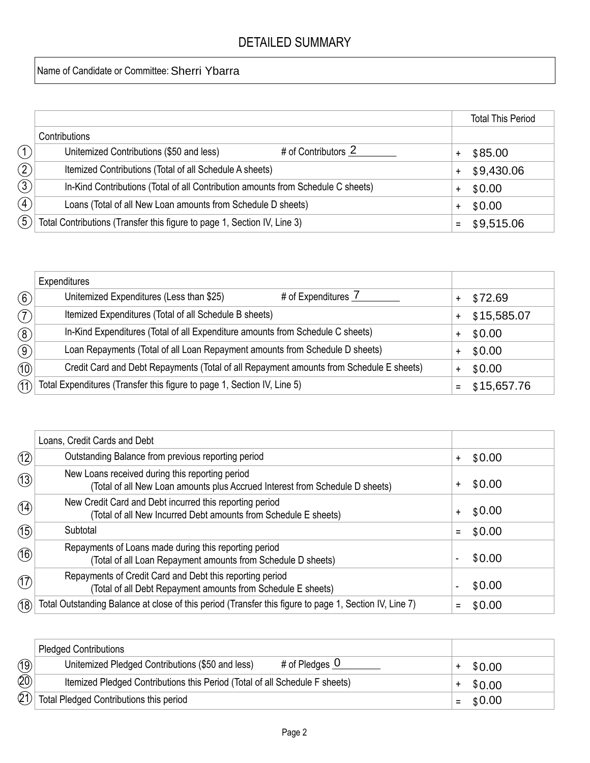# DETAILED SUMMARY

Name of Candidate or Committee: Sherri Ybarra

| # | Contributions | # of Contributors | | Total This Period |
|---|---|---|---|---|
| 1 | Unitemized Contributions ($50 and less) | 2 | + | $85.00 |
| 2 | Itemized Contributions (Total of all Schedule A sheets) | | + | $9,430.06 |
| 3 | In-Kind Contributions (Total of all Contribution amounts from Schedule C sheets) | | + | $0.00 |
| 4 | Loans (Total of all New Loan amounts from Schedule D sheets) | | + | $0.00 |
| 5 | Total Contributions (Transfer this figure to page 1, Section IV, Line 3) | | = | $9,515.06 |

| # | Expenditures | # of Expenditures | | |
|---|---|---|---|---|
| 6 | Unitemized Expenditures (Less than $25) | 7 | + | $72.69 |
| 7 | Itemized Expenditures (Total of all Schedule B sheets) | | + | $15,585.07 |
| 8 | In-Kind Expenditures (Total of all Expenditure amounts from Schedule C sheets) | | + | $0.00 |
| 9 | Loan Repayments (Total of all Loan Repayment amounts from Schedule D sheets) | | + | $0.00 |
| 10 | Credit Card and Debt Repayments (Total of all Repayment amounts from Schedule E sheets) | | + | $0.00 |
| 11 | Total Expenditures (Transfer this figure to page 1, Section IV, Line 5) | | = | $15,657.76 |

| # | Loans, Credit Cards and Debt | | |
|---|---|---|---|
| 12 | Outstanding Balance from previous reporting period | + | $0.00 |
| 13 | New Loans received during this reporting period (Total of all New Loan amounts plus Accrued Interest from Schedule D sheets) | + | $0.00 |
| 14 | New Credit Card and Debt incurred this reporting period (Total of all New Incurred Debt amounts from Schedule E sheets) | + | $0.00 |
| 15 | Subtotal | = | $0.00 |
| 16 | Repayments of Loans made during this reporting period (Total of all Loan Repayment amounts from Schedule D sheets) | - | $0.00 |
| 17 | Repayments of Credit Card and Debt this reporting period (Total of all Debt Repayment amounts from Schedule E sheets) | - | $0.00 |
| 18 | Total Outstanding Balance at close of this period (Transfer this figure to page 1, Section IV, Line 7) | = | $0.00 |

| # | Pledged Contributions | # of Pledges | | |
|---|---|---|---|---|
| 19 | Unitemized Pledged Contributions ($50 and less) | 0 | + | $0.00 |
| 20 | Itemized Pledged Contributions this Period (Total of all Schedule F sheets) | | + | $0.00 |
| 21 | Total Pledged Contributions this period | | = | $0.00 |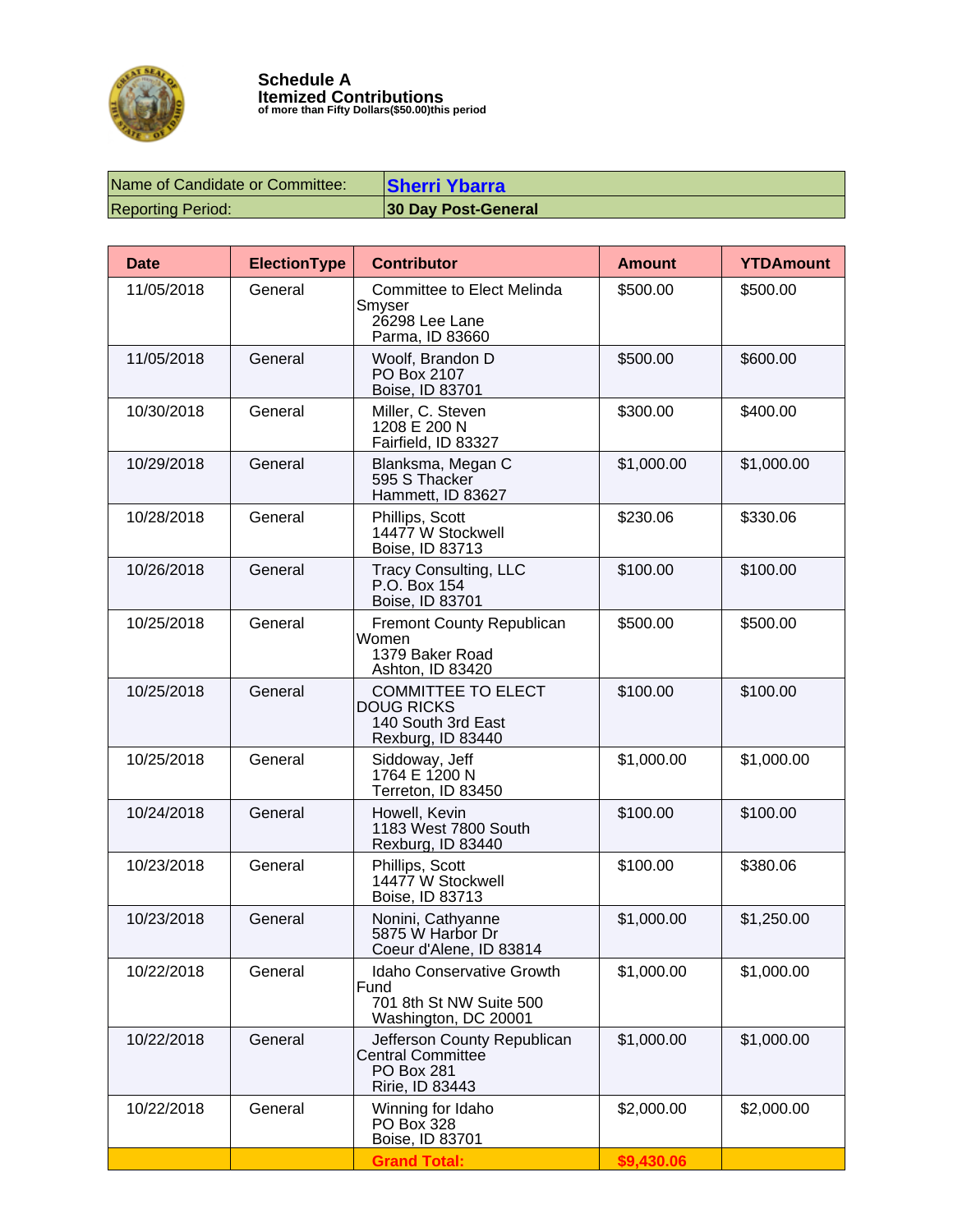**Schedule A**
**Itemized Contributions**
**of more than Fifty Dollars($50.00)this period**

| Name of Candidate or Committee: | **Sherri Ybarra** |
|---|---|
| Reporting Period: | **30 Day Post-General** |

| Date | ElectionType | Contributor | Amount | YTDAmount |
|---|---|---|---|---|
| 11/05/2018 | General | Committee to Elect Melinda Smyser<br>26298 Lee Lane<br>Parma, ID 83660 | $500.00 | $500.00 |
| 11/05/2018 | General | Woolf, Brandon D<br>PO Box 2107<br>Boise, ID 83701 | $500.00 | $600.00 |
| 10/30/2018 | General | Miller, C. Steven<br>1208 E 200 N<br>Fairfield, ID 83327 | $300.00 | $400.00 |
| 10/29/2018 | General | Blanksma, Megan C<br>595 S Thacker<br>Hammett, ID 83627 | $1,000.00 | $1,000.00 |
| 10/28/2018 | General | Phillips, Scott<br>14477 W Stockwell<br>Boise, ID 83713 | $230.06 | $330.06 |
| 10/26/2018 | General | Tracy Consulting, LLC<br>P.O. Box 154<br>Boise, ID 83701 | $100.00 | $100.00 |
| 10/25/2018 | General | Fremont County Republican Women<br>1379 Baker Road<br>Ashton, ID 83420 | $500.00 | $500.00 |
| 10/25/2018 | General | COMMITTEE TO ELECT DOUG RICKS<br>140 South 3rd East<br>Rexburg, ID 83440 | $100.00 | $100.00 |
| 10/25/2018 | General | Siddoway, Jeff<br>1764 E 1200 N<br>Terreton, ID 83450 | $1,000.00 | $1,000.00 |
| 10/24/2018 | General | Howell, Kevin<br>1183 West 7800 South<br>Rexburg, ID 83440 | $100.00 | $100.00 |
| 10/23/2018 | General | Phillips, Scott<br>14477 W Stockwell<br>Boise, ID 83713 | $100.00 | $380.06 |
| 10/23/2018 | General | Nonini, Cathyanne<br>5875 W Harbor Dr<br>Coeur d'Alene, ID 83814 | $1,000.00 | $1,250.00 |
| 10/22/2018 | General | Idaho Conservative Growth Fund<br>701 8th St NW Suite 500<br>Washington, DC 20001 | $1,000.00 | $1,000.00 |
| 10/22/2018 | General | Jefferson County Republican Central Committee<br>PO Box 281<br>Ririe, ID 83443 | $1,000.00 | $1,000.00 |
| 10/22/2018 | General | Winning for Idaho<br>PO Box 328<br>Boise, ID 83701 | $2,000.00 | $2,000.00 |
| | | **Grand Total:** | **$9,430.06** | |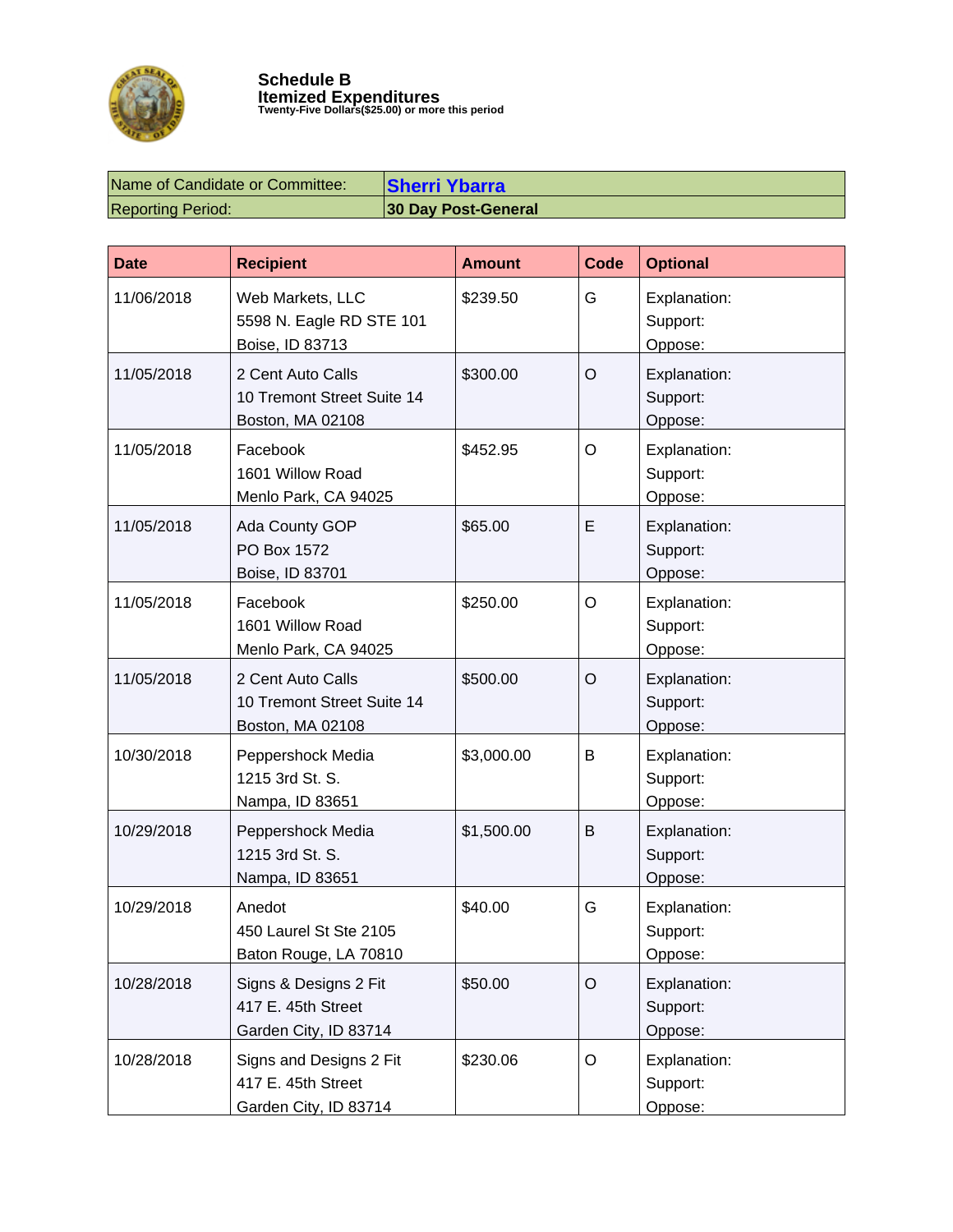**Schedule B**
**Itemized Expenditures**
**Twenty-Five Dollars($25.00) or more this period**

| Name of Candidate or Committee: | **Sherri Ybarra** |
|---|---|
| Reporting Period: | **30 Day Post-General** |

| Date | Recipient | Amount | Code | Optional |
|---|---|---|---|---|
| 11/06/2018 | Web Markets, LLC<br>5598 N. Eagle RD STE 101<br>Boise, ID 83713 | $239.50 | G | Explanation:<br>Support:<br>Oppose: |
| 11/05/2018 | 2 Cent Auto Calls<br>10 Tremont Street Suite 14<br>Boston, MA 02108 | $300.00 | O | Explanation:<br>Support:<br>Oppose: |
| 11/05/2018 | Facebook<br>1601 Willow Road<br>Menlo Park, CA 94025 | $452.95 | O | Explanation:<br>Support:<br>Oppose: |
| 11/05/2018 | Ada County GOP<br>PO Box 1572<br>Boise, ID 83701 | $65.00 | E | Explanation:<br>Support:<br>Oppose: |
| 11/05/2018 | Facebook<br>1601 Willow Road<br>Menlo Park, CA 94025 | $250.00 | O | Explanation:<br>Support:<br>Oppose: |
| 11/05/2018 | 2 Cent Auto Calls<br>10 Tremont Street Suite 14<br>Boston, MA 02108 | $500.00 | O | Explanation:<br>Support:<br>Oppose: |
| 10/30/2018 | Peppershock Media<br>1215 3rd St. S.<br>Nampa, ID 83651 | $3,000.00 | B | Explanation:<br>Support:<br>Oppose: |
| 10/29/2018 | Peppershock Media<br>1215 3rd St. S.<br>Nampa, ID 83651 | $1,500.00 | B | Explanation:<br>Support:<br>Oppose: |
| 10/29/2018 | Anedot<br>450 Laurel St Ste 2105<br>Baton Rouge, LA 70810 | $40.00 | G | Explanation:<br>Support:<br>Oppose: |
| 10/28/2018 | Signs & Designs 2 Fit<br>417 E. 45th Street<br>Garden City, ID 83714 | $50.00 | O | Explanation:<br>Support:<br>Oppose: |
| 10/28/2018 | Signs and Designs 2 Fit<br>417 E. 45th Street<br>Garden City, ID 83714 | $230.06 | O | Explanation:<br>Support:<br>Oppose: |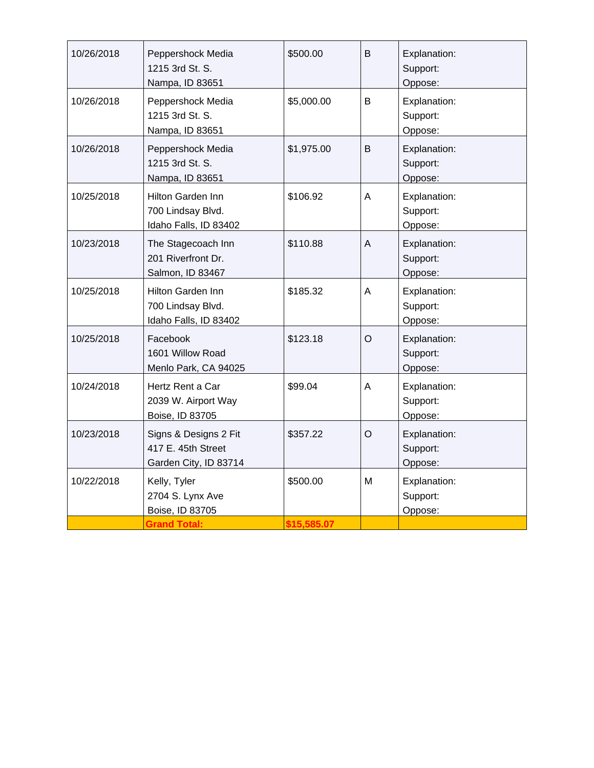| | | | | |
|---|---|---|---|---|
| 10/26/2018 | Peppershock Media<br>1215 3rd St. S.<br>Nampa, ID 83651 | $500.00 | B | Explanation:<br>Support:<br>Oppose: |
| 10/26/2018 | Peppershock Media<br>1215 3rd St. S.<br>Nampa, ID 83651 | $5,000.00 | B | Explanation:<br>Support:<br>Oppose: |
| 10/26/2018 | Peppershock Media<br>1215 3rd St. S.<br>Nampa, ID 83651 | $1,975.00 | B | Explanation:<br>Support:<br>Oppose: |
| 10/25/2018 | Hilton Garden Inn<br>700 Lindsay Blvd.<br>Idaho Falls, ID 83402 | $106.92 | A | Explanation:<br>Support:<br>Oppose: |
| 10/23/2018 | The Stagecoach Inn<br>201 Riverfront Dr.<br>Salmon, ID 83467 | $110.88 | A | Explanation:<br>Support:<br>Oppose: |
| 10/25/2018 | Hilton Garden Inn<br>700 Lindsay Blvd.<br>Idaho Falls, ID 83402 | $185.32 | A | Explanation:<br>Support:<br>Oppose: |
| 10/25/2018 | Facebook<br>1601 Willow Road<br>Menlo Park, CA 94025 | $123.18 | O | Explanation:<br>Support:<br>Oppose: |
| 10/24/2018 | Hertz Rent a Car<br>2039 W. Airport Way<br>Boise, ID 83705 | $99.04 | A | Explanation:<br>Support:<br>Oppose: |
| 10/23/2018 | Signs & Designs 2 Fit<br>417 E. 45th Street<br>Garden City, ID 83714 | $357.22 | O | Explanation:<br>Support:<br>Oppose: |
| 10/22/2018 | Kelly, Tyler<br>2704 S. Lynx Ave<br>Boise, ID 83705 | $500.00 | M | Explanation:<br>Support:<br>Oppose: |
| | **Grand Total:** | **$15,585.07** | | |